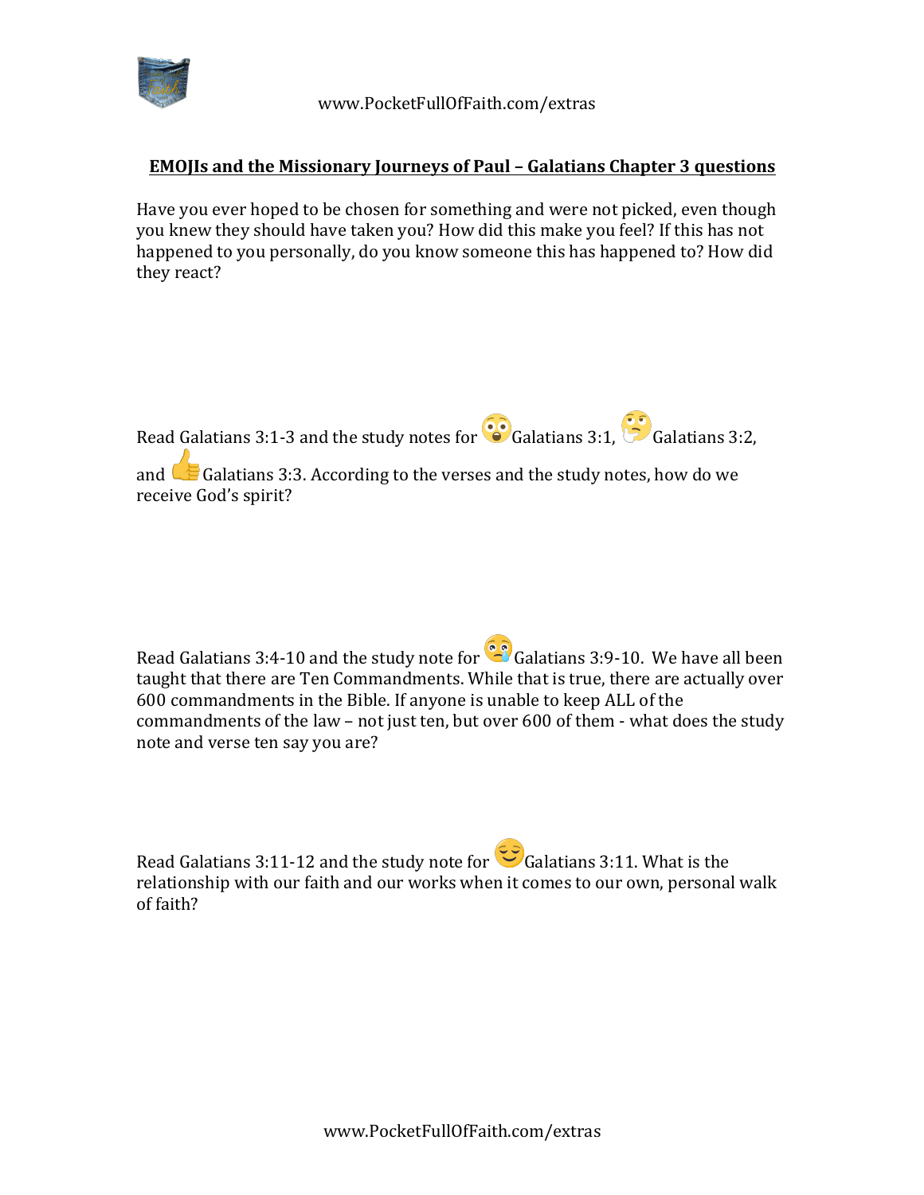## EMOJIs and the Missionary Journeys of Paul – Galatians Chapter 3 questions

Have you ever hoped to be chosen for something and were not picked, even though you knew they should have taken you? How did this make you feel? If this has not happened to you personally, do you know someone this has happened to? How did they react?

Read Galatians 3:1-3 and the study notes for 😳 Galatians 3:1, 🤔 Galatians 3:2, and 👍 Galatians 3:3. According to the verses and the study notes, how do we receive God's spirit?

Read Galatians 3:4-10 and the study note for 😰 Galatians 3:9-10. We have all been taught that there are Ten Commandments. While that is true, there are actually over 600 commandments in the Bible. If anyone is unable to keep ALL of the commandments of the law – not just ten, but over 600 of them - what does the study note and verse ten say you are?

Read Galatians 3:11-12 and the study note for 😌 Galatians 3:11. What is the relationship with our faith and our works when it comes to our own, personal walk of faith?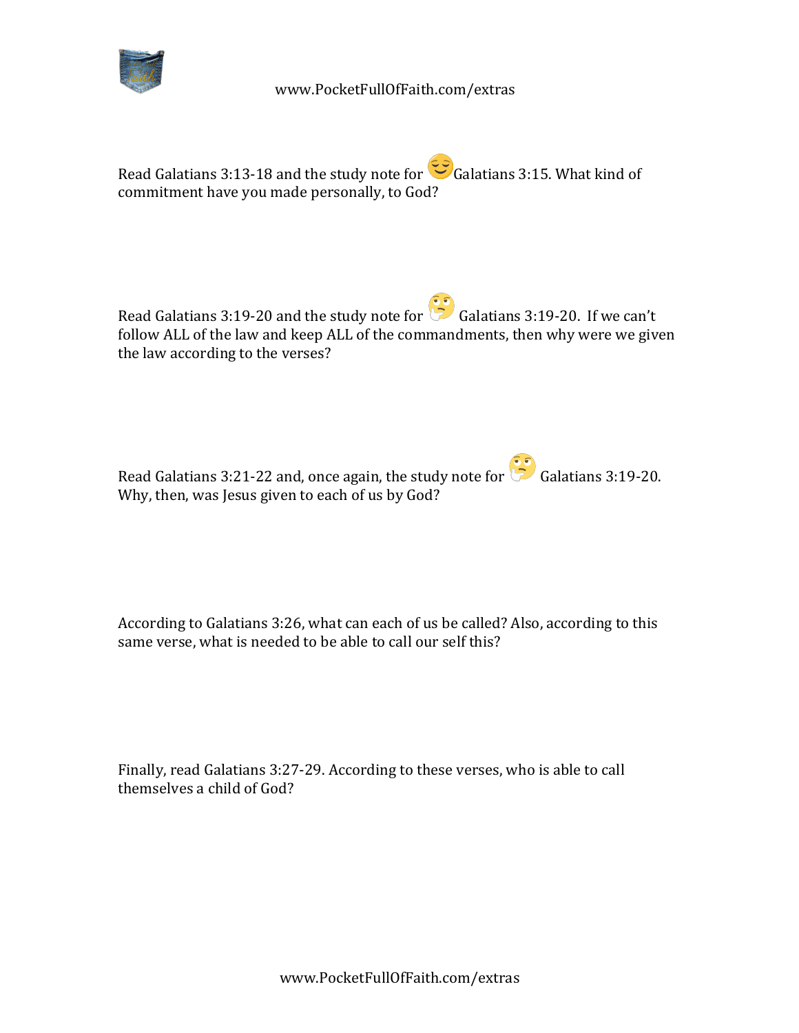Read Galatians 3:13-18 and the study note for Galatians 3:15. What kind of commitment have you made personally, to God?

Read Galatians 3:19-20 and the study note for Galatians 3:19-20. If we can't follow ALL of the law and keep ALL of the commandments, then why were we given the law according to the verses?

Read Galatians 3:21-22 and, once again, the study note for Galatians 3:19-20. Why, then, was Jesus given to each of us by God?

According to Galatians 3:26, what can each of us be called? Also, according to this same verse, what is needed to be able to call our self this?

Finally, read Galatians 3:27-29. According to these verses, who is able to call themselves a child of God?